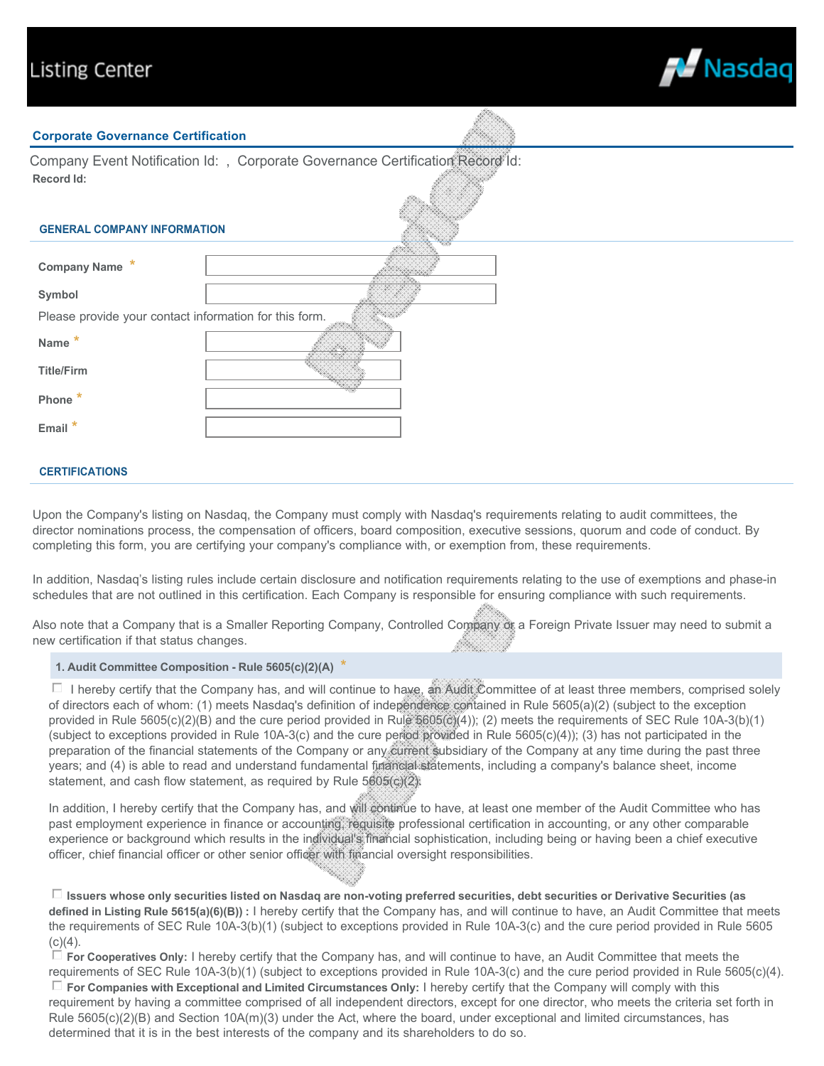Listing Center

Nasdaq

## Corporate Governance Certification

Company Event Notification Id: , Corporate Governance Certification Record Id:

**Record Id:**

### GENERAL COMPANY INFORMATION

| | |
|---|---|
| **Company Name** * | |
| **Symbol** | |

Please provide your contact information for this form.

| | |
|---|---|
| **Name** * | |
| **Title/Firm** | |
| **Phone** * | |
| **Email** * | |

### CERTIFICATIONS

Upon the Company's listing on Nasdaq, the Company must comply with Nasdaq's requirements relating to audit committees, the director nominations process, the compensation of officers, board composition, executive sessions, quorum and code of conduct. By completing this form, you are certifying your company's compliance with, or exemption from, these requirements.

In addition, Nasdaq's listing rules include certain disclosure and notification requirements relating to the use of exemptions and phase-in schedules that are not outlined in this certification. Each Company is responsible for ensuring compliance with such requirements.

Also note that a Company that is a Smaller Reporting Company, Controlled Company or a Foreign Private Issuer may need to submit a new certification if that status changes.

#### 1. Audit Committee Composition - Rule 5605(c)(2)(A) *

☐ I hereby certify that the Company has, and will continue to have, an Audit Committee of at least three members, comprised solely of directors each of whom: (1) meets Nasdaq's definition of independence contained in Rule 5605(a)(2) (subject to the exception provided in Rule 5605(c)(2)(B) and the cure period provided in Rule 5605(c)(4)); (2) meets the requirements of SEC Rule 10A-3(b)(1) (subject to exceptions provided in Rule 10A-3(c) and the cure period provided in Rule 5605(c)(4)); (3) has not participated in the preparation of the financial statements of the Company or any current subsidiary of the Company at any time during the past three years; and (4) is able to read and understand fundamental financial statements, including a company's balance sheet, income statement, and cash flow statement, as required by Rule 5605(c)(2).

In addition, I hereby certify that the Company has, and will continue to have, at least one member of the Audit Committee who has past employment experience in finance or accounting, requisite professional certification in accounting, or any other comparable experience or background which results in the individual's financial sophistication, including being or having been a chief executive officer, chief financial officer or other senior officer with financial oversight responsibilities.

☐ **Issuers whose only securities listed on Nasdaq are non-voting preferred securities, debt securities or Derivative Securities (as defined in Listing Rule 5615(a)(6)(B)) :** I hereby certify that the Company has, and will continue to have, an Audit Committee that meets the requirements of SEC Rule 10A-3(b)(1) (subject to exceptions provided in Rule 10A-3(c) and the cure period provided in Rule 5605 (c)(4).

☐ **For Cooperatives Only:** I hereby certify that the Company has, and will continue to have, an Audit Committee that meets the requirements of SEC Rule 10A-3(b)(1) (subject to exceptions provided in Rule 10A-3(c) and the cure period provided in Rule 5605(c)(4).

☐ **For Companies with Exceptional and Limited Circumstances Only:** I hereby certify that the Company will comply with this requirement by having a committee comprised of all independent directors, except for one director, who meets the criteria set forth in Rule 5605(c)(2)(B) and Section 10A(m)(3) under the Act, where the board, under exceptional and limited circumstances, has determined that it is in the best interests of the company and its shareholders to do so.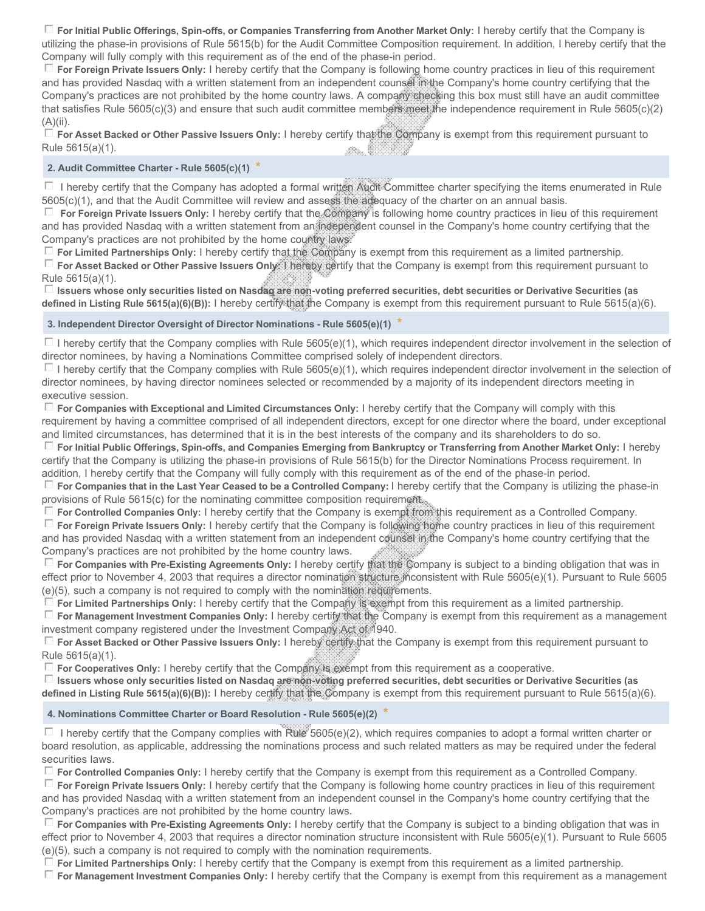☐ **For Initial Public Offerings, Spin-offs, or Companies Transferring from Another Market Only:** I hereby certify that the Company is utilizing the phase-in provisions of Rule 5615(b) for the Audit Committee Composition requirement. In addition, I hereby certify that the Company will fully comply with this requirement as of the end of the phase-in period.

☐ **For Foreign Private Issuers Only:** I hereby certify that the Company is following home country practices in lieu of this requirement and has provided Nasdaq with a written statement from an independent counsel in the Company's home country certifying that the Company's practices are not prohibited by the home country laws. A company checking this box must still have an audit committee that satisfies Rule 5605(c)(3) and ensure that such audit committee members meet the independence requirement in Rule 5605(c)(2)(A)(ii).

☐ **For Asset Backed or Other Passive Issuers Only:** I hereby certify that the Company is exempt from this requirement pursuant to Rule 5615(a)(1).

### 2. Audit Committee Charter - Rule 5605(c)(1) *

☐ I hereby certify that the Company has adopted a formal written Audit Committee charter specifying the items enumerated in Rule 5605(c)(1), and that the Audit Committee will review and assess the adequacy of the charter on an annual basis.

☐ **For Foreign Private Issuers Only:** I hereby certify that the Company is following home country practices in lieu of this requirement and has provided Nasdaq with a written statement from an independent counsel in the Company's home country certifying that the Company's practices are not prohibited by the home country laws.

☐ **For Limited Partnerships Only:** I hereby certify that the Company is exempt from this requirement as a limited partnership.

☐ **For Asset Backed or Other Passive Issuers Only:** I hereby certify that the Company is exempt from this requirement pursuant to Rule 5615(a)(1).

☐ **Issuers whose only securities listed on Nasdaq are non-voting preferred securities, debt securities or Derivative Securities (as defined in Listing Rule 5615(a)(6)(B)):** I hereby certify that the Company is exempt from this requirement pursuant to Rule 5615(a)(6).

### 3. Independent Director Oversight of Director Nominations - Rule 5605(e)(1) *

☐ I hereby certify that the Company complies with Rule 5605(e)(1), which requires independent director involvement in the selection of director nominees, by having a Nominations Committee comprised solely of independent directors.

☐ I hereby certify that the Company complies with Rule 5605(e)(1), which requires independent director involvement in the selection of director nominees, by having director nominees selected or recommended by a majority of its independent directors meeting in executive session.

☐ **For Companies with Exceptional and Limited Circumstances Only:** I hereby certify that the Company will comply with this requirement by having a committee comprised of all independent directors, except for one director where the board, under exceptional and limited circumstances, has determined that it is in the best interests of the company and its shareholders to do so.

☐ **For Initial Public Offerings, Spin-offs, and Companies Emerging from Bankruptcy or Transferring from Another Market Only:** I hereby certify that the Company is utilizing the phase-in provisions of Rule 5615(b) for the Director Nominations Process requirement. In addition, I hereby certify that the Company will fully comply with this requirement as of the end of the phase-in period.

☐ **For Companies that in the Last Year Ceased to be a Controlled Company:** I hereby certify that the Company is utilizing the phase-in provisions of Rule 5615(c) for the nominating committee composition requirement.

☐ **For Controlled Companies Only:** I hereby certify that the Company is exempt from this requirement as a Controlled Company.

☐ **For Foreign Private Issuers Only:** I hereby certify that the Company is following home country practices in lieu of this requirement and has provided Nasdaq with a written statement from an independent counsel in the Company's home country certifying that the Company's practices are not prohibited by the home country laws.

☐ **For Companies with Pre-Existing Agreements Only:** I hereby certify that the Company is subject to a binding obligation that was in effect prior to November 4, 2003 that requires a director nomination structure inconsistent with Rule 5605(e)(1). Pursuant to Rule 5605(e)(5), such a company is not required to comply with the nomination requirements.

☐ **For Limited Partnerships Only:** I hereby certify that the Company is exempt from this requirement as a limited partnership.

☐ **For Management Investment Companies Only:** I hereby certify that the Company is exempt from this requirement as a management investment company registered under the Investment Company Act of 1940.

☐ **For Asset Backed or Other Passive Issuers Only:** I hereby certify that the Company is exempt from this requirement pursuant to Rule 5615(a)(1).

☐ **For Cooperatives Only:** I hereby certify that the Company is exempt from this requirement as a cooperative.

☐ **Issuers whose only securities listed on Nasdaq are non-voting preferred securities, debt securities or Derivative Securities (as defined in Listing Rule 5615(a)(6)(B)):** I hereby certify that the Company is exempt from this requirement pursuant to Rule 5615(a)(6).

### 4. Nominations Committee Charter or Board Resolution - Rule 5605(e)(2) *

☐ I hereby certify that the Company complies with Rule 5605(e)(2), which requires companies to adopt a formal written charter or board resolution, as applicable, addressing the nominations process and such related matters as may be required under the federal securities laws.

☐ **For Controlled Companies Only:** I hereby certify that the Company is exempt from this requirement as a Controlled Company.

☐ **For Foreign Private Issuers Only:** I hereby certify that the Company is following home country practices in lieu of this requirement and has provided Nasdaq with a written statement from an independent counsel in the Company's home country certifying that the Company's practices are not prohibited by the home country laws.

☐ **For Companies with Pre-Existing Agreements Only:** I hereby certify that the Company is subject to a binding obligation that was in effect prior to November 4, 2003 that requires a director nomination structure inconsistent with Rule 5605(e)(1). Pursuant to Rule 5605(e)(5), such a company is not required to comply with the nomination requirements.

☐ **For Limited Partnerships Only:** I hereby certify that the Company is exempt from this requirement as a limited partnership.

☐ **For Management Investment Companies Only:** I hereby certify that the Company is exempt from this requirement as a management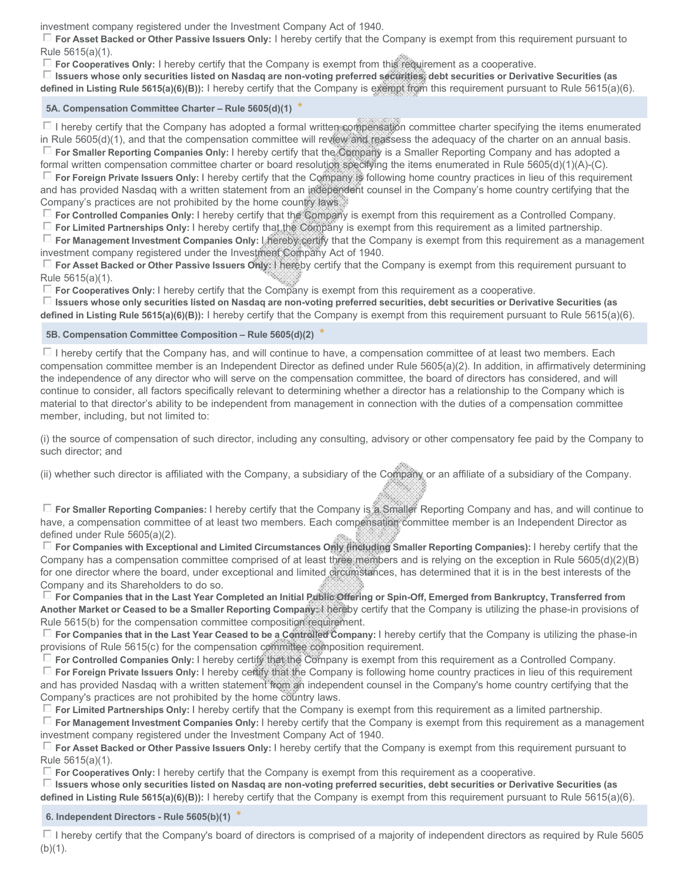investment company registered under the Investment Company Act of 1940.

☐ **For Asset Backed or Other Passive Issuers Only:** I hereby certify that the Company is exempt from this requirement pursuant to Rule 5615(a)(1).

☐ **For Cooperatives Only:** I hereby certify that the Company is exempt from this requirement as a cooperative.

☐ **Issuers whose only securities listed on Nasdaq are non-voting preferred securities, debt securities or Derivative Securities (as defined in Listing Rule 5615(a)(6)(B)):** I hereby certify that the Company is exempt from this requirement pursuant to Rule 5615(a)(6).

### 5A. Compensation Committee Charter – Rule 5605(d)(1) *

☐ I hereby certify that the Company has adopted a formal written compensation committee charter specifying the items enumerated in Rule 5605(d)(1), and that the compensation committee will review and reassess the adequacy of the charter on an annual basis.

☐ **For Smaller Reporting Companies Only:** I hereby certify that the Company is a Smaller Reporting Company and has adopted a formal written compensation committee charter or board resolution specifying the items enumerated in Rule 5605(d)(1)(A)-(C).

☐ **For Foreign Private Issuers Only:** I hereby certify that the Company is following home country practices in lieu of this requirement and has provided Nasdaq with a written statement from an independent counsel in the Company's home country certifying that the Company's practices are not prohibited by the home country laws.

☐ **For Controlled Companies Only:** I hereby certify that the Company is exempt from this requirement as a Controlled Company.

☐ **For Limited Partnerships Only:** I hereby certify that the Company is exempt from this requirement as a limited partnership.

☐ **For Management Investment Companies Only:** I hereby certify that the Company is exempt from this requirement as a management investment company registered under the Investment Company Act of 1940.

☐ **For Asset Backed or Other Passive Issuers Only:** I hereby certify that the Company is exempt from this requirement pursuant to Rule 5615(a)(1).

☐ **For Cooperatives Only:** I hereby certify that the Company is exempt from this requirement as a cooperative.

☐ **Issuers whose only securities listed on Nasdaq are non-voting preferred securities, debt securities or Derivative Securities (as defined in Listing Rule 5615(a)(6)(B)):** I hereby certify that the Company is exempt from this requirement pursuant to Rule 5615(a)(6).

### 5B. Compensation Committee Composition – Rule 5605(d)(2) *

☐ I hereby certify that the Company has, and will continue to have, a compensation committee of at least two members. Each compensation committee member is an Independent Director as defined under Rule 5605(a)(2). In addition, in affirmatively determining the independence of any director who will serve on the compensation committee, the board of directors has considered, and will continue to consider, all factors specifically relevant to determining whether a director has a relationship to the Company which is material to that director's ability to be independent from management in connection with the duties of a compensation committee member, including, but not limited to:

(i) the source of compensation of such director, including any consulting, advisory or other compensatory fee paid by the Company to such director; and

(ii) whether such director is affiliated with the Company, a subsidiary of the Company or an affiliate of a subsidiary of the Company.

☐ **For Smaller Reporting Companies:** I hereby certify that the Company is a Smaller Reporting Company and has, and will continue to have, a compensation committee of at least two members. Each compensation committee member is an Independent Director as defined under Rule 5605(a)(2).

☐ **For Companies with Exceptional and Limited Circumstances Only (including Smaller Reporting Companies):** I hereby certify that the Company has a compensation committee comprised of at least three members and is relying on the exception in Rule 5605(d)(2)(B) for one director where the board, under exceptional and limited circumstances, has determined that it is in the best interests of the Company and its Shareholders to do so.

☐ **For Companies that in the Last Year Completed an Initial Public Offering or Spin-Off, Emerged from Bankruptcy, Transferred from Another Market or Ceased to be a Smaller Reporting Company:** I hereby certify that the Company is utilizing the phase-in provisions of Rule 5615(b) for the compensation committee composition requirement.

☐ **For Companies that in the Last Year Ceased to be a Controlled Company:** I hereby certify that the Company is utilizing the phase-in provisions of Rule 5615(c) for the compensation committee composition requirement.

☐ **For Controlled Companies Only:** I hereby certify that the Company is exempt from this requirement as a Controlled Company.

☐ **For Foreign Private Issuers Only:** I hereby certify that the Company is following home country practices in lieu of this requirement and has provided Nasdaq with a written statement from an independent counsel in the Company's home country certifying that the Company's practices are not prohibited by the home country laws.

☐ **For Limited Partnerships Only:** I hereby certify that the Company is exempt from this requirement as a limited partnership.

☐ **For Management Investment Companies Only:** I hereby certify that the Company is exempt from this requirement as a management investment company registered under the Investment Company Act of 1940.

☐ **For Asset Backed or Other Passive Issuers Only:** I hereby certify that the Company is exempt from this requirement pursuant to Rule 5615(a)(1).

☐ **For Cooperatives Only:** I hereby certify that the Company is exempt from this requirement as a cooperative.

☐ **Issuers whose only securities listed on Nasdaq are non-voting preferred securities, debt securities or Derivative Securities (as defined in Listing Rule 5615(a)(6)(B)):** I hereby certify that the Company is exempt from this requirement pursuant to Rule 5615(a)(6).

### 6. Independent Directors - Rule 5605(b)(1) *

☐ I hereby certify that the Company's board of directors is comprised of a majority of independent directors as required by Rule 5605 (b)(1).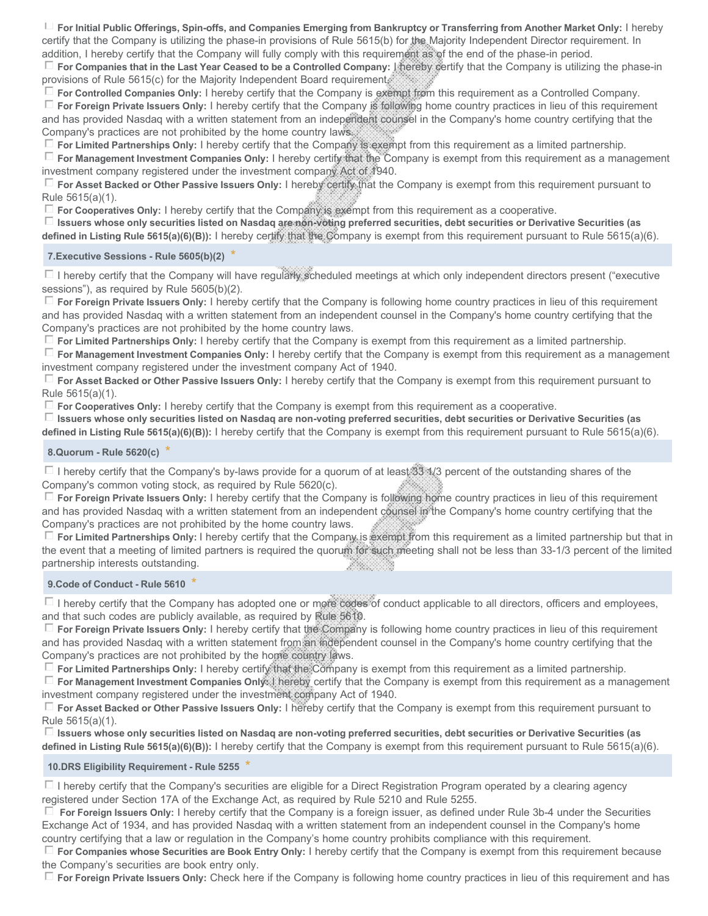☐ **For Initial Public Offerings, Spin-offs, and Companies Emerging from Bankruptcy or Transferring from Another Market Only:** I hereby certify that the Company is utilizing the phase-in provisions of Rule 5615(b) for the Majority Independent Director requirement. In addition, I hereby certify that the Company will fully comply with this requirement as of the end of the phase-in period.
☐ **For Companies that in the Last Year Ceased to be a Controlled Company:** I hereby certify that the Company is utilizing the phase-in provisions of Rule 5615(c) for the Majority Independent Board requirement.
☐ **For Controlled Companies Only:** I hereby certify that the Company is exempt from this requirement as a Controlled Company.
☐ **For Foreign Private Issuers Only:** I hereby certify that the Company is following home country practices in lieu of this requirement and has provided Nasdaq with a written statement from an independent counsel in the Company's home country certifying that the Company's practices are not prohibited by the home country laws.
☐ **For Limited Partnerships Only:** I hereby certify that the Company is exempt from this requirement as a limited partnership.
☐ **For Management Investment Companies Only:** I hereby certify that the Company is exempt from this requirement as a management investment company registered under the investment company Act of 1940.
☐ **For Asset Backed or Other Passive Issuers Only:** I hereby certify that the Company is exempt from this requirement pursuant to Rule 5615(a)(1).
☐ **For Cooperatives Only:** I hereby certify that the Company is exempt from this requirement as a cooperative.
☐ **Issuers whose only securities listed on Nasdaq are non-voting preferred securities, debt securities or Derivative Securities (as defined in Listing Rule 5615(a)(6)(B)):** I hereby certify that the Company is exempt from this requirement pursuant to Rule 5615(a)(6).

### 7.Executive Sessions - Rule 5605(b)(2) *

☐ I hereby certify that the Company will have regularly scheduled meetings at which only independent directors present ("executive sessions"), as required by Rule 5605(b)(2).
☐ **For Foreign Private Issuers Only:** I hereby certify that the Company is following home country practices in lieu of this requirement and has provided Nasdaq with a written statement from an independent counsel in the Company's home country certifying that the Company's practices are not prohibited by the home country laws.
☐ **For Limited Partnerships Only:** I hereby certify that the Company is exempt from this requirement as a limited partnership.
☐ **For Management Investment Companies Only:** I hereby certify that the Company is exempt from this requirement as a management investment company registered under the investment company Act of 1940.
☐ **For Asset Backed or Other Passive Issuers Only:** I hereby certify that the Company is exempt from this requirement pursuant to Rule 5615(a)(1).
☐ **For Cooperatives Only:** I hereby certify that the Company is exempt from this requirement as a cooperative.
☐ **Issuers whose only securities listed on Nasdaq are non-voting preferred securities, debt securities or Derivative Securities (as defined in Listing Rule 5615(a)(6)(B)):** I hereby certify that the Company is exempt from this requirement pursuant to Rule 5615(a)(6).

### 8.Quorum - Rule 5620(c) *

☐ I hereby certify that the Company's by-laws provide for a quorum of at least 33 1/3 percent of the outstanding shares of the Company's common voting stock, as required by Rule 5620(c).
☐ **For Foreign Private Issuers Only:** I hereby certify that the Company is following home country practices in lieu of this requirement and has provided Nasdaq with a written statement from an independent counsel in the Company's home country certifying that the Company's practices are not prohibited by the home country laws.
☐ **For Limited Partnerships Only:** I hereby certify that the Company is exempt from this requirement as a limited partnership but that in the event that a meeting of limited partners is required the quorum for such meeting shall not be less than 33-1/3 percent of the limited partnership interests outstanding.

### 9.Code of Conduct - Rule 5610 *

☐ I hereby certify that the Company has adopted one or more codes of conduct applicable to all directors, officers and employees, and that such codes are publicly available, as required by Rule 5610.
☐ **For Foreign Private Issuers Only:** I hereby certify that the Company is following home country practices in lieu of this requirement and has provided Nasdaq with a written statement from an independent counsel in the Company's home country certifying that the Company's practices are not prohibited by the home country laws.
☐ **For Limited Partnerships Only:** I hereby certify that the Company is exempt from this requirement as a limited partnership.
☐ **For Management Investment Companies Only:** I hereby certify that the Company is exempt from this requirement as a management investment company registered under the investment company Act of 1940.
☐ **For Asset Backed or Other Passive Issuers Only:** I hereby certify that the Company is exempt from this requirement pursuant to Rule 5615(a)(1).
☐ **Issuers whose only securities listed on Nasdaq are non-voting preferred securities, debt securities or Derivative Securities (as defined in Listing Rule 5615(a)(6)(B)):** I hereby certify that the Company is exempt from this requirement pursuant to Rule 5615(a)(6).

### 10.DRS Eligibility Requirement - Rule 5255 *

☐ I hereby certify that the Company's securities are eligible for a Direct Registration Program operated by a clearing agency registered under Section 17A of the Exchange Act, as required by Rule 5210 and Rule 5255.
☐ **For Foreign Issuers Only:** I hereby certify that the Company is a foreign issuer, as defined under Rule 3b-4 under the Securities Exchange Act of 1934, and has provided Nasdaq with a written statement from an independent counsel in the Company's home country certifying that a law or regulation in the Company's home country prohibits compliance with this requirement.
☐ **For Companies whose Securities are Book Entry Only:** I hereby certify that the Company is exempt from this requirement because the Company's securities are book entry only.
☐ **For Foreign Private Issuers Only:** Check here if the Company is following home country practices in lieu of this requirement and has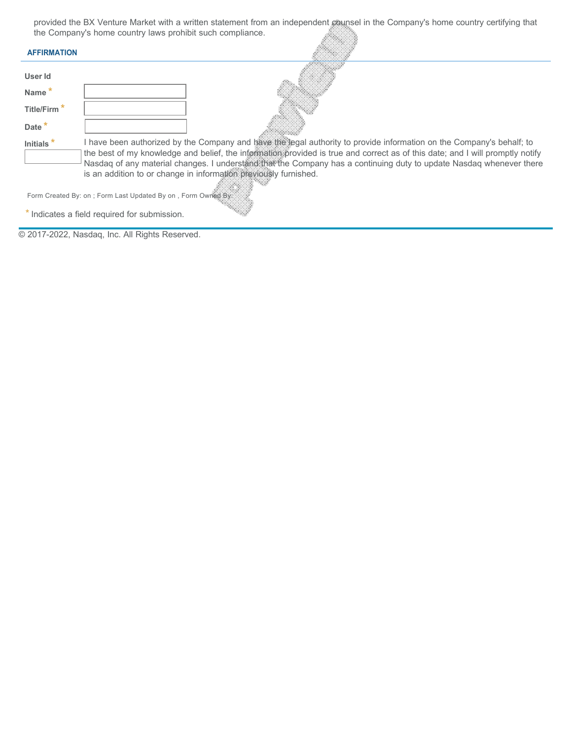provided the BX Venture Market with a written statement from an independent counsel in the Company's home country certifying that the Company's home country laws prohibit such compliance.

## AFFIRMATION

**User Id**

**Name** *

**Title/Firm** *

**Date** *

**Initials** *

I have been authorized by the Company and have the legal authority to provide information on the Company's behalf; to the best of my knowledge and belief, the information provided is true and correct as of this date; and I will promptly notify Nasdaq of any material changes. I understand that the Company has a continuing duty to update Nasdaq whenever there is an addition to or change in information previously furnished.

Form Created By: on ; Form Last Updated By on , Form Owned By:

* Indicates a field required for submission.

© 2017-2022, Nasdaq, Inc. All Rights Reserved.